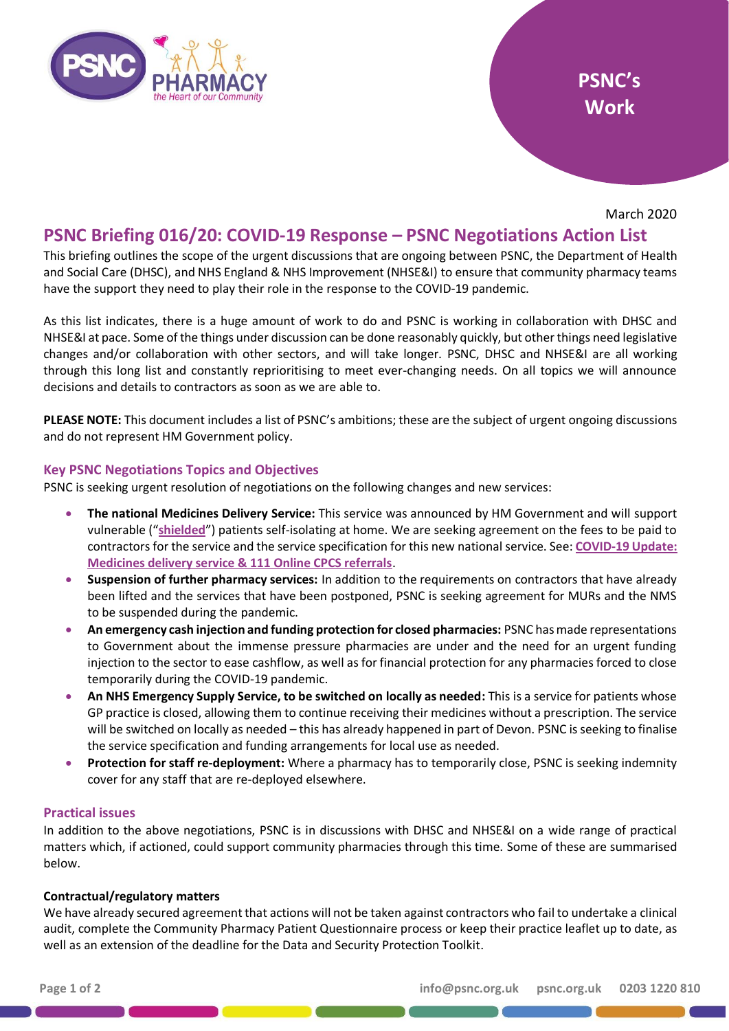PSNC's Work

March 2020

# PSNC Briefing 016/20: COVID-19 Response – PSNC Negotiations Action List

This briefing outlines the scope of the urgent discussions that are ongoing between PSNC, the Department of Health and Social Care (DHSC), and NHS England & NHS Improvement (NHSE&I) to ensure that community pharmacy teams have the support they need to play their role in the response to the COVID-19 pandemic.

As this list indicates, there is a huge amount of work to do and PSNC is working in collaboration with DHSC and NHSE&I at pace. Some of the things under discussion can be done reasonably quickly, but other things need legislative changes and/or collaboration with other sectors, and will take longer. PSNC, DHSC and NHSE&I are all working through this long list and constantly reprioritising to meet ever-changing needs. On all topics we will announce decisions and details to contractors as soon as we are able to.

**PLEASE NOTE:** This document includes a list of PSNC's ambitions; these are the subject of urgent ongoing discussions and do not represent HM Government policy.

## Key PSNC Negotiations Topics and Objectives

PSNC is seeking urgent resolution of negotiations on the following changes and new services:

- **The national Medicines Delivery Service:** This service was announced by HM Government and will support vulnerable ("**shielded**") patients self-isolating at home. We are seeking agreement on the fees to be paid to contractors for the service and the service specification for this new national service. See: **COVID-19 Update: Medicines delivery service & 111 Online CPCS referrals**.
- **Suspension of further pharmacy services:** In addition to the requirements on contractors that have already been lifted and the services that have been postponed, PSNC is seeking agreement for MURs and the NMS to be suspended during the pandemic.
- **An emergency cash injection and funding protection for closed pharmacies:** PSNC has made representations to Government about the immense pressure pharmacies are under and the need for an urgent funding injection to the sector to ease cashflow, as well as for financial protection for any pharmacies forced to close temporarily during the COVID-19 pandemic.
- **An NHS Emergency Supply Service, to be switched on locally as needed:** This is a service for patients whose GP practice is closed, allowing them to continue receiving their medicines without a prescription. The service will be switched on locally as needed – this has already happened in part of Devon. PSNC is seeking to finalise the service specification and funding arrangements for local use as needed.
- **Protection for staff re-deployment:** Where a pharmacy has to temporarily close, PSNC is seeking indemnity cover for any staff that are re-deployed elsewhere.

## Practical issues

In addition to the above negotiations, PSNC is in discussions with DHSC and NHSE&I on a wide range of practical matters which, if actioned, could support community pharmacies through this time. Some of these are summarised below.

### Contractual/regulatory matters

We have already secured agreement that actions will not be taken against contractors who fail to undertake a clinical audit, complete the Community Pharmacy Patient Questionnaire process or keep their practice leaflet up to date, as well as an extension of the deadline for the Data and Security Protection Toolkit.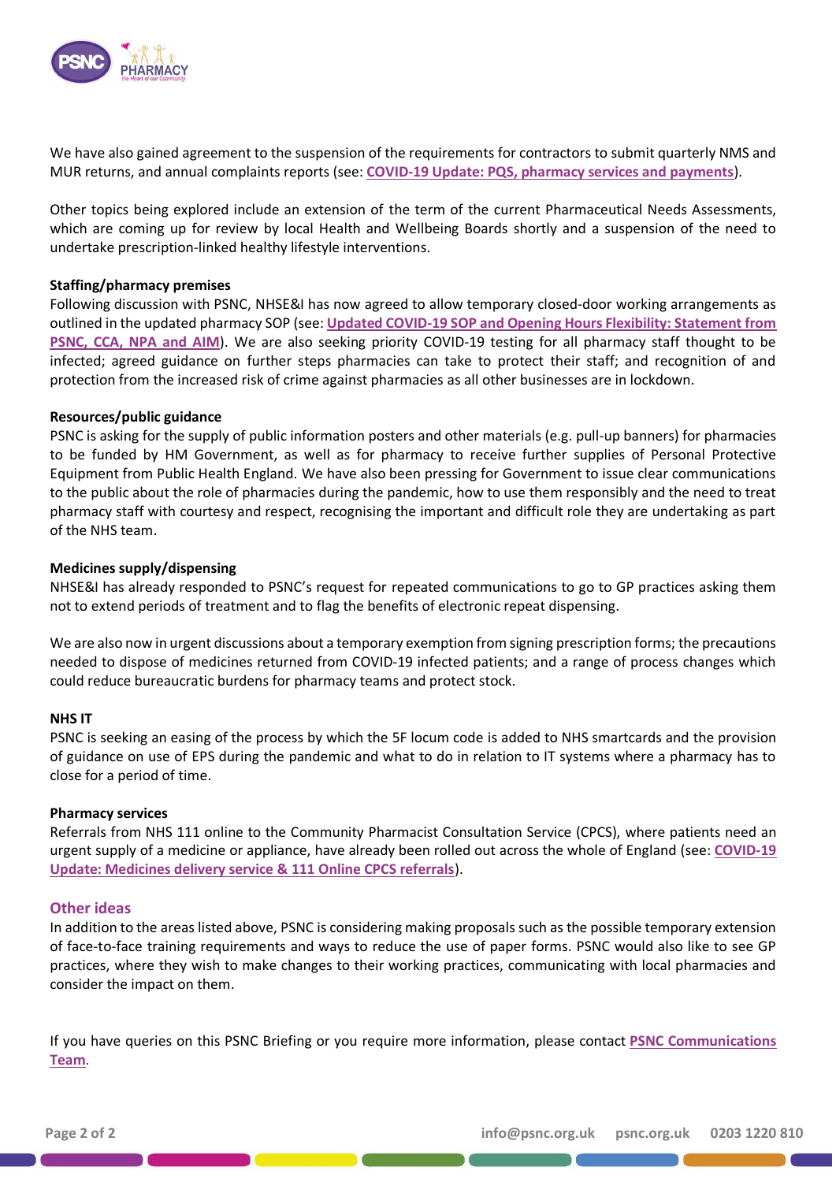We have also gained agreement to the suspension of the requirements for contractors to submit quarterly NMS and MUR returns, and annual complaints reports (see: **COVID-19 Update: PQS, pharmacy services and payments**).

Other topics being explored include an extension of the term of the current Pharmaceutical Needs Assessments, which are coming up for review by local Health and Wellbeing Boards shortly and a suspension of the need to undertake prescription-linked healthy lifestyle interventions.

**Staffing/pharmacy premises**

Following discussion with PSNC, NHSE&I has now agreed to allow temporary closed-door working arrangements as outlined in the updated pharmacy SOP (see: **Updated COVID-19 SOP and Opening Hours Flexibility: Statement from PSNC, CCA, NPA and AIM**). We are also seeking priority COVID-19 testing for all pharmacy staff thought to be infected; agreed guidance on further steps pharmacies can take to protect their staff; and recognition of and protection from the increased risk of crime against pharmacies as all other businesses are in lockdown.

**Resources/public guidance**

PSNC is asking for the supply of public information posters and other materials (e.g. pull-up banners) for pharmacies to be funded by HM Government, as well as for pharmacy to receive further supplies of Personal Protective Equipment from Public Health England. We have also been pressing for Government to issue clear communications to the public about the role of pharmacies during the pandemic, how to use them responsibly and the need to treat pharmacy staff with courtesy and respect, recognising the important and difficult role they are undertaking as part of the NHS team.

**Medicines supply/dispensing**

NHSE&I has already responded to PSNC's request for repeated communications to go to GP practices asking them not to extend periods of treatment and to flag the benefits of electronic repeat dispensing.

We are also now in urgent discussions about a temporary exemption from signing prescription forms; the precautions needed to dispose of medicines returned from COVID-19 infected patients; and a range of process changes which could reduce bureaucratic burdens for pharmacy teams and protect stock.

**NHS IT**

PSNC is seeking an easing of the process by which the 5F locum code is added to NHS smartcards and the provision of guidance on use of EPS during the pandemic and what to do in relation to IT systems where a pharmacy has to close for a period of time.

**Pharmacy services**

Referrals from NHS 111 online to the Community Pharmacist Consultation Service (CPCS), where patients need an urgent supply of a medicine or appliance, have already been rolled out across the whole of England (see: **COVID-19 Update: Medicines delivery service & 111 Online CPCS referrals**).

## Other ideas

In addition to the areas listed above, PSNC is considering making proposals such as the possible temporary extension of face-to-face training requirements and ways to reduce the use of paper forms. PSNC would also like to see GP practices, where they wish to make changes to their working practices, communicating with local pharmacies and consider the impact on them.

If you have queries on this PSNC Briefing or you require more information, please contact **PSNC Communications Team**.